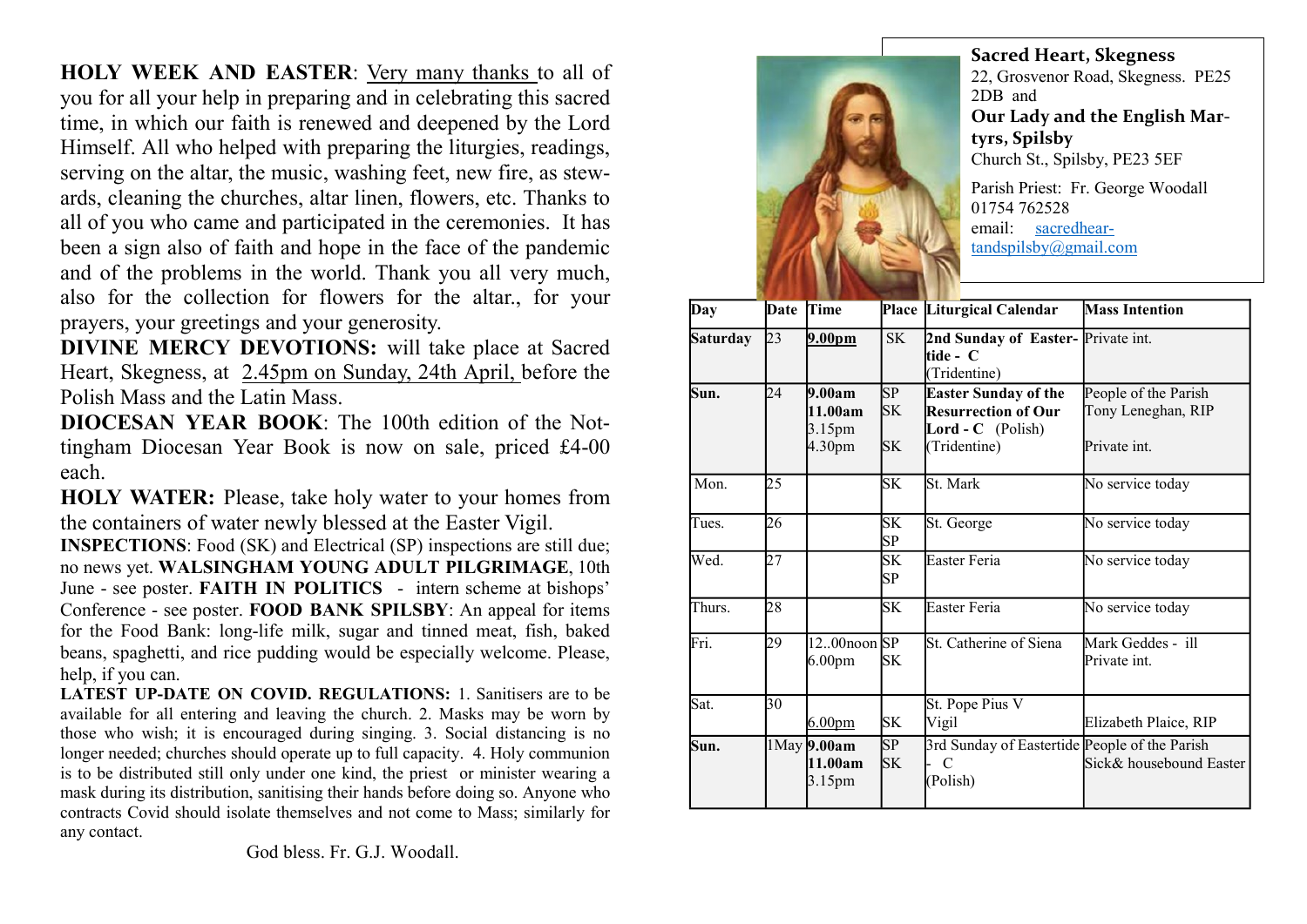**HOLY WEEK AND EASTER**: Very many thanks to all of you for all your help in preparing and in celebrating this sacred time, in which our faith is renewed and deepened by the Lord Himself. All who helped with preparing the liturgies, readings, serving on the altar, the music, washing feet, new fire, as stewards, cleaning the churches, altar linen, flowers, etc. Thanks to all of you who came and participated in the ceremonies. It has been a sign also of faith and hope in the face of the pandemic and of the problems in the world. Thank you all very much, also for the collection for flowers for the altar., for your prayers, your greetings and your generosity.

**DIVINE MERCY DEVOTIONS:** will take place at Sacred Heart, Skegness, at 2.45pm on Sunday, 24th April, before the Polish Mass and the Latin Mass.

**DIOCESAN YEAR BOOK**: The 100th edition of the Nottingham Diocesan Year Book is now on sale, priced £4-00 each.

**HOLY WATER:** Please, take holy water to your homes from the containers of water newly blessed at the Easter Vigil.

**INSPECTIONS**: Food (SK) and Electrical (SP) inspections are still due; no news yet. **WALSINGHAM YOUNG ADULT PILGRIMAGE**, 10th June - see poster. **FAITH IN POLITICS** - intern scheme at bishops' Conference - see poster. **FOOD BANK SPILSBY**: An appeal for items for the Food Bank: long-life milk, sugar and tinned meat, fish, baked beans, spaghetti, and rice pudding would be especially welcome. Please, help, if you can.

**LATEST UP-DATE ON COVID. REGULATIONS:** 1. Sanitisers are to be available for all entering and leaving the church. 2. Masks may be worn by those who wish; it is encouraged during singing. 3. Social distancing is no longer needed; churches should operate up to full capacity. 4. Holy communion is to be distributed still only under one kind, the priest or minister wearing a mask during its distribution, sanitising their hands before doing so. Anyone who contracts Covid should isolate themselves and not come to Mass; similarly for any contact.

God bless. Fr. G.J. Woodall.

**Sacred Heart, Skegness**
22, Grosvenor Road, Skegness. PE25 2DB and
**Our Lady and the English Martyrs, Spilsby**
Church St., Spilsby, PE23 5EF

Parish Priest: Fr. George Woodall
01754 762528
email: sacredheartandspilsby@gmail.com

| Day | Date | Time | Place | Liturgical Calendar | Mass Intention |
|---|---|---|---|---|---|
| **Saturday** | 23 | **9.00pm** | SK | **2nd Sunday of Eastertide - C** (Tridentine) | Private int. |
| **Sun.** | 24 | **9.00am** **11.00am** 3.15pm 4.30pm | SP SK  SK | **Easter Sunday of the Resurrection of Our Lord - C** (Polish) (Tridentine) | People of the Parish Tony Leneghan, RIP  Private int. |
| Mon. | 25 | | SK | St. Mark | No service today |
| Tues. | 26 | | SK SP | St. George | No service today |
| Wed. | 27 | | SK SP | Easter Feria | No service today |
| Thurs. | 28 | | SK | Easter Feria | No service today |
| Fri. | 29 | 12..00noon 6.00pm | SP SK | St. Catherine of Siena | Mark Geddes - ill Private int. |
| Sat. | 30 | 6.00pm | SK | St. Pope Pius V Vigil | Elizabeth Plaice, RIP |
| **Sun.** | 1May | **9.00am** **11.00am** 3.15pm | SP SK | 3rd Sunday of Eastertide - C (Polish) | People of the Parish Sick& housebound Easter |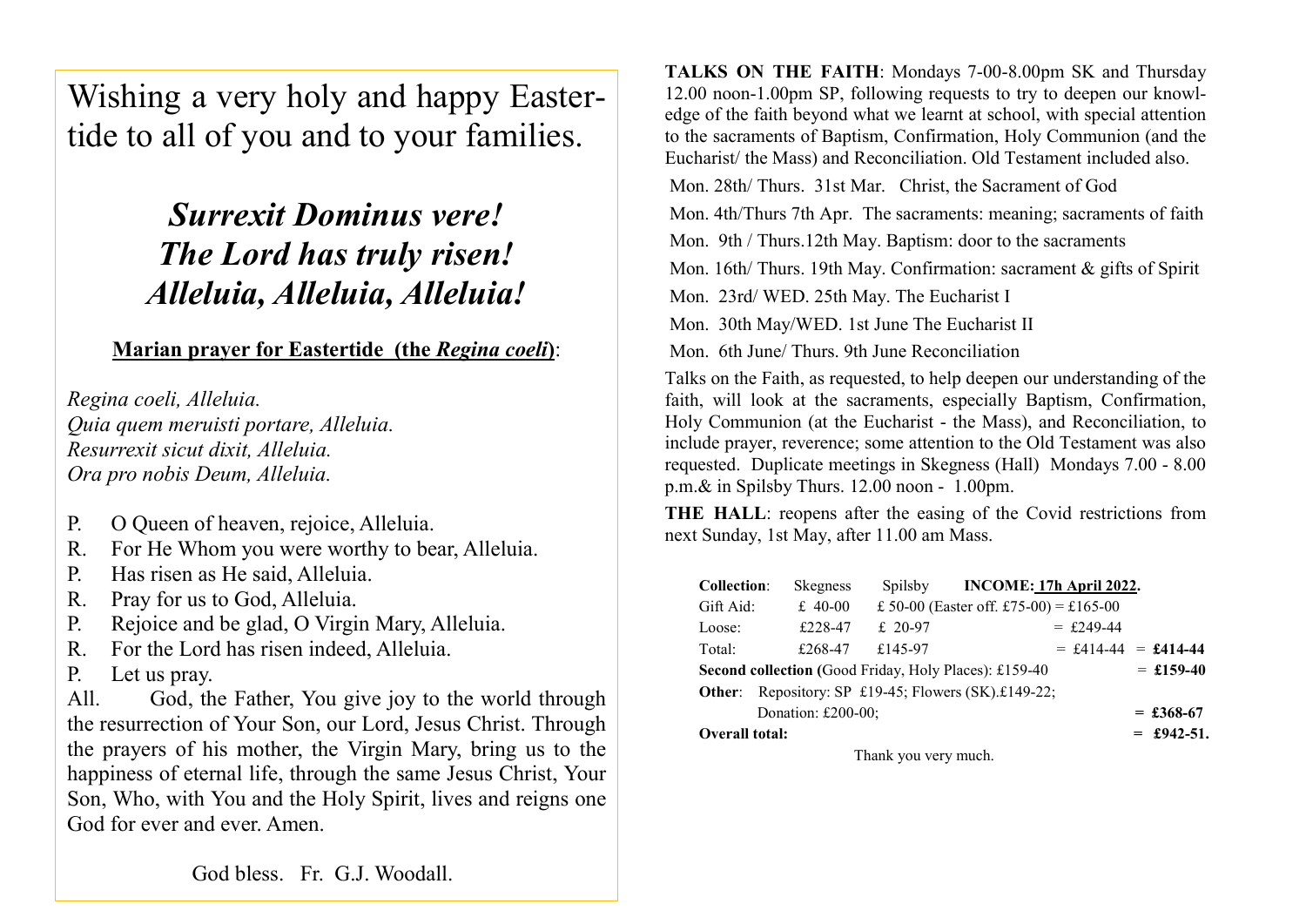# Wishing a very holy and happy Eastertide to all of you and to your families.

## ***Surrexit Dominus vere!***
## ***The Lord has truly risen!***
## ***Alleluia, Alleluia, Alleluia!***

**Marian prayer for Eastertide (the *Regina coeli*)**:

*Regina coeli, Alleluia.*
*Quia quem meruisti portare, Alleluia.*
*Resurrexit sicut dixit, Alleluia.*
*Ora pro nobis Deum, Alleluia.*

P. O Queen of heaven, rejoice, Alleluia.
R. For He Whom you were worthy to bear, Alleluia.
P. Has risen as He said, Alleluia.
R. Pray for us to God, Alleluia.
P. Rejoice and be glad, O Virgin Mary, Alleluia.
R. For the Lord has risen indeed, Alleluia.
P. Let us pray.
All. God, the Father, You give joy to the world through the resurrection of Your Son, our Lord, Jesus Christ. Through the prayers of his mother, the Virgin Mary, bring us to the happiness of eternal life, through the same Jesus Christ, Your Son, Who, with You and the Holy Spirit, lives and reigns one God for ever and ever. Amen.

God bless. Fr. G.J. Woodall.

**TALKS ON THE FAITH**: Mondays 7-00-8.00pm SK and Thursday 12.00 noon-1.00pm SP, following requests to try to deepen our knowledge of the faith beyond what we learnt at school, with special attention to the sacraments of Baptism, Confirmation, Holy Communion (and the Eucharist/ the Mass) and Reconciliation. Old Testament included also.

Mon. 28th/ Thurs. 31st Mar. Christ, the Sacrament of God
Mon. 4th/Thurs 7th Apr. The sacraments: meaning; sacraments of faith
Mon. 9th / Thurs.12th May. Baptism: door to the sacraments
Mon. 16th/ Thurs. 19th May. Confirmation: sacrament & gifts of Spirit
Mon. 23rd/ WED. 25th May. The Eucharist I
Mon. 30th May/WED. 1st June The Eucharist II
Mon. 6th June/ Thurs. 9th June Reconciliation

Talks on the Faith, as requested, to help deepen our understanding of the faith, will look at the sacraments, especially Baptism, Confirmation, Holy Communion (at the Eucharist - the Mass), and Reconciliation, to include prayer, reverence; some attention to the Old Testament was also requested. Duplicate meetings in Skegness (Hall) Mondays 7.00 - 8.00 p.m.& in Spilsby Thurs. 12.00 noon - 1.00pm.

**THE HALL**: reopens after the easing of the Covid restrictions from next Sunday, 1st May, after 11.00 am Mass.

| **Collection**: | Skegness | Spilsby | **INCOME: 17h April 2022.** | |
|---|---|---|---|---|
| Gift Aid: | £ 40-00 | £ 50-00 (Easter off. £75-00) | = £165-00 | |
| Loose: | £228-47 | £ 20-97 | = £249-44 | |
| Total: | £268-47 | £145-97 | = £414-44 | = **£414-44** |
| **Second collection (**Good Friday, Holy Places): £159-40 | | | | = **£159-40** |
| **Other**: Repository: SP £19-45; Flowers (SK).£149-22; Donation: £200-00; | | | | = **£368-67** |
| **Overall total:** | | | | = **£942-51.** |

Thank you very much.